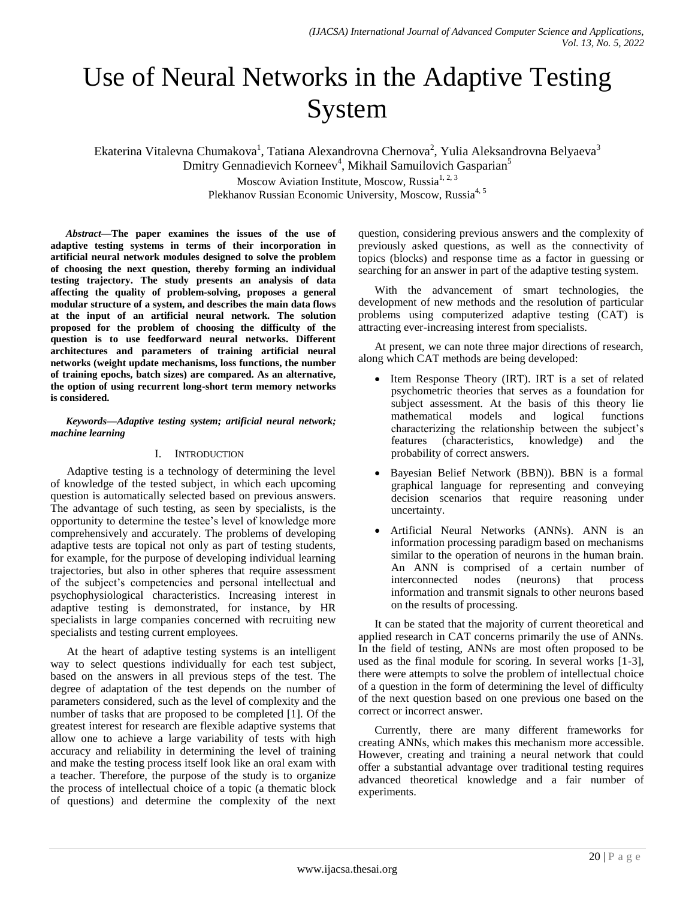# Use of Neural Networks in the Adaptive Testing System

Ekaterina Vitalevna Chumakova[1], Tatiana Alexandrovna Chernova[2], Yulia Aleksandrovna Belyaeva[3]
Dmitry Gennadievich Korneev[4], Mikhail Samuilovich Gasparian[5]

Moscow Aviation Institute, Moscow, Russia[1, 2, 3]
Plekhanov Russian Economic University, Moscow, Russia[4, 5]

***Abstract*—The paper examines the issues of the use of adaptive testing systems in terms of their incorporation in artificial neural network modules designed to solve the problem of choosing the next question, thereby forming an individual testing trajectory. The study presents an analysis of data affecting the quality of problem-solving, proposes a general modular structure of a system, and describes the main data flows at the input of an artificial neural network. The solution proposed for the problem of choosing the difficulty of the question is to use feedforward neural networks. Different architectures and parameters of training artificial neural networks (weight update mechanisms, loss functions, the number of training epochs, batch sizes) are compared. As an alternative, the option of using recurrent long-short term memory networks is considered.**

***Keywords*—Adaptive testing system; artificial neural network; machine learning**

## I. Introduction

Adaptive testing is a technology of determining the level of knowledge of the tested subject, in which each upcoming question is automatically selected based on previous answers. The advantage of such testing, as seen by specialists, is the opportunity to determine the testee's level of knowledge more comprehensively and accurately. The problems of developing adaptive tests are topical not only as part of testing students, for example, for the purpose of developing individual learning trajectories, but also in other spheres that require assessment of the subject's competencies and personal intellectual and psychophysiological characteristics. Increasing interest in adaptive testing is demonstrated, for instance, by HR specialists in large companies concerned with recruiting new specialists and testing current employees.

At the heart of adaptive testing systems is an intelligent way to select questions individually for each test subject, based on the answers in all previous steps of the test. The degree of adaptation of the test depends on the number of parameters considered, such as the level of complexity and the number of tasks that are proposed to be completed [1]. Of the greatest interest for research are flexible adaptive systems that allow one to achieve a large variability of tests with high accuracy and reliability in determining the level of training and make the testing process itself look like an oral exam with a teacher. Therefore, the purpose of the study is to organize the process of intellectual choice of a topic (a thematic block of questions) and determine the complexity of the next question, considering previous answers and the complexity of previously asked questions, as well as the connectivity of topics (blocks) and response time as a factor in guessing or searching for an answer in part of the adaptive testing system.

With the advancement of smart technologies, the development of new methods and the resolution of particular problems using computerized adaptive testing (CAT) is attracting ever-increasing interest from specialists.

At present, we can note three major directions of research, along which CAT methods are being developed:

- Item Response Theory (IRT). IRT is a set of related psychometric theories that serves as a foundation for subject assessment. At the basis of this theory lie mathematical models and logical functions characterizing the relationship between the subject's features (characteristics, knowledge) and the probability of correct answers.
- Bayesian Belief Network (BBN)). BBN is a formal graphical language for representing and conveying decision scenarios that require reasoning under uncertainty.
- Artificial Neural Networks (ANNs). ANN is an information processing paradigm based on mechanisms similar to the operation of neurons in the human brain. An ANN is comprised of a certain number of interconnected nodes (neurons) that process information and transmit signals to other neurons based on the results of processing.

It can be stated that the majority of current theoretical and applied research in CAT concerns primarily the use of ANNs. In the field of testing, ANNs are most often proposed to be used as the final module for scoring. In several works [1-3], there were attempts to solve the problem of intellectual choice of a question in the form of determining the level of difficulty of the next question based on one previous one based on the correct or incorrect answer.

Currently, there are many different frameworks for creating ANNs, which makes this mechanism more accessible. However, creating and training a neural network that could offer a substantial advantage over traditional testing requires advanced theoretical knowledge and a fair number of experiments.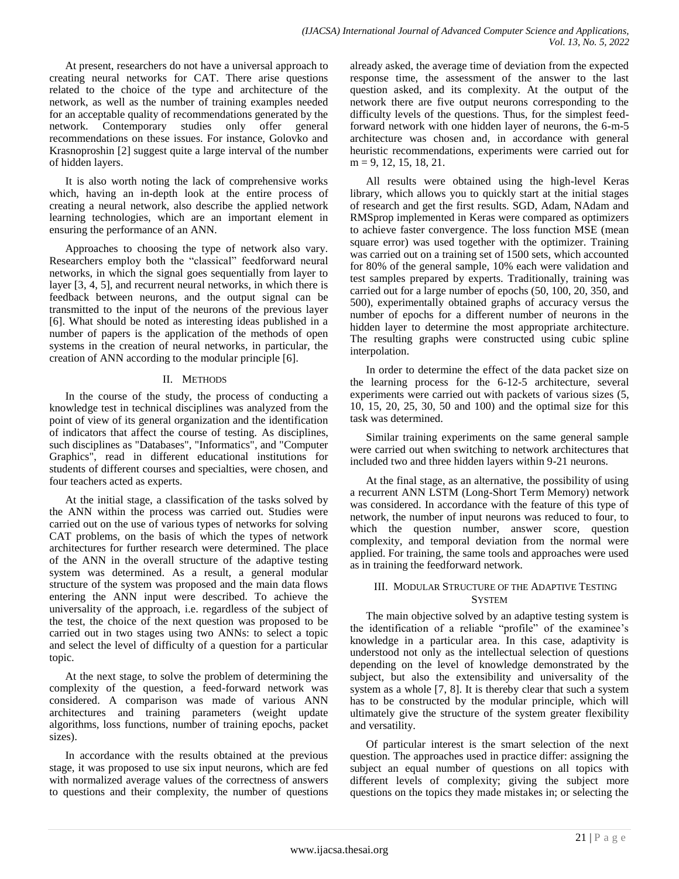At present, researchers do not have a universal approach to creating neural networks for CAT. There arise questions related to the choice of the type and architecture of the network, as well as the number of training examples needed for an acceptable quality of recommendations generated by the network. Contemporary studies only offer general recommendations on these issues. For instance, Golovko and Krasnoproshin [2] suggest quite a large interval of the number of hidden layers.

It is also worth noting the lack of comprehensive works which, having an in-depth look at the entire process of creating a neural network, also describe the applied network learning technologies, which are an important element in ensuring the performance of an ANN.

Approaches to choosing the type of network also vary. Researchers employ both the "classical" feedforward neural networks, in which the signal goes sequentially from layer to layer [3, 4, 5], and recurrent neural networks, in which there is feedback between neurons, and the output signal can be transmitted to the input of the neurons of the previous layer [6]. What should be noted as interesting ideas published in a number of papers is the application of the methods of open systems in the creation of neural networks, in particular, the creation of ANN according to the modular principle [6].

## II. Methods

In the course of the study, the process of conducting a knowledge test in technical disciplines was analyzed from the point of view of its general organization and the identification of indicators that affect the course of testing. As disciplines, such disciplines as "Databases", "Informatics", and "Computer Graphics", read in different educational institutions for students of different courses and specialties, were chosen, and four teachers acted as experts.

At the initial stage, a classification of the tasks solved by the ANN within the process was carried out. Studies were carried out on the use of various types of networks for solving CAT problems, on the basis of which the types of network architectures for further research were determined. The place of the ANN in the overall structure of the adaptive testing system was determined. As a result, a general modular structure of the system was proposed and the main data flows entering the ANN input were described. To achieve the universality of the approach, i.e. regardless of the subject of the test, the choice of the next question was proposed to be carried out in two stages using two ANNs: to select a topic and select the level of difficulty of a question for a particular topic.

At the next stage, to solve the problem of determining the complexity of the question, a feed-forward network was considered. A comparison was made of various ANN architectures and training parameters (weight update algorithms, loss functions, number of training epochs, packet sizes).

In accordance with the results obtained at the previous stage, it was proposed to use six input neurons, which are fed with normalized average values of the correctness of answers to questions and their complexity, the number of questions already asked, the average time of deviation from the expected response time, the assessment of the answer to the last question asked, and its complexity. At the output of the network there are five output neurons corresponding to the difficulty levels of the questions. Thus, for the simplest feed-forward network with one hidden layer of neurons, the 6-m-5 architecture was chosen and, in accordance with general heuristic recommendations, experiments were carried out for $m = 9, 12, 15, 18, 21$.

All results were obtained using the high-level Keras library, which allows you to quickly start at the initial stages of research and get the first results. SGD, Adam, NAdam and RMSprop implemented in Keras were compared as optimizers to achieve faster convergence. The loss function MSE (mean square error) was used together with the optimizer. Training was carried out on a training set of 1500 sets, which accounted for 80% of the general sample, 10% each were validation and test samples prepared by experts. Traditionally, training was carried out for a large number of epochs (50, 100, 20, 350, and 500), experimentally obtained graphs of accuracy versus the number of epochs for a different number of neurons in the hidden layer to determine the most appropriate architecture. The resulting graphs were constructed using cubic spline interpolation.

In order to determine the effect of the data packet size on the learning process for the 6-12-5 architecture, several experiments were carried out with packets of various sizes (5, 10, 15, 20, 25, 30, 50 and 100) and the optimal size for this task was determined.

Similar training experiments on the same general sample were carried out when switching to network architectures that included two and three hidden layers within 9-21 neurons.

At the final stage, as an alternative, the possibility of using a recurrent ANN LSTM (Long-Short Term Memory) network was considered. In accordance with the feature of this type of network, the number of input neurons was reduced to four, to which the question number, answer score, question complexity, and temporal deviation from the normal were applied. For training, the same tools and approaches were used as in training the feedforward network.

## III. Modular Structure of the Adaptive Testing System

The main objective solved by an adaptive testing system is the identification of a reliable "profile" of the examinee's knowledge in a particular area. In this case, adaptivity is understood not only as the intellectual selection of questions depending on the level of knowledge demonstrated by the subject, but also the extensibility and universality of the system as a whole [7, 8]. It is thereby clear that such a system has to be constructed by the modular principle, which will ultimately give the structure of the system greater flexibility and versatility.

Of particular interest is the smart selection of the next question. The approaches used in practice differ: assigning the subject an equal number of questions on all topics with different levels of complexity; giving the subject more questions on the topics they made mistakes in; or selecting the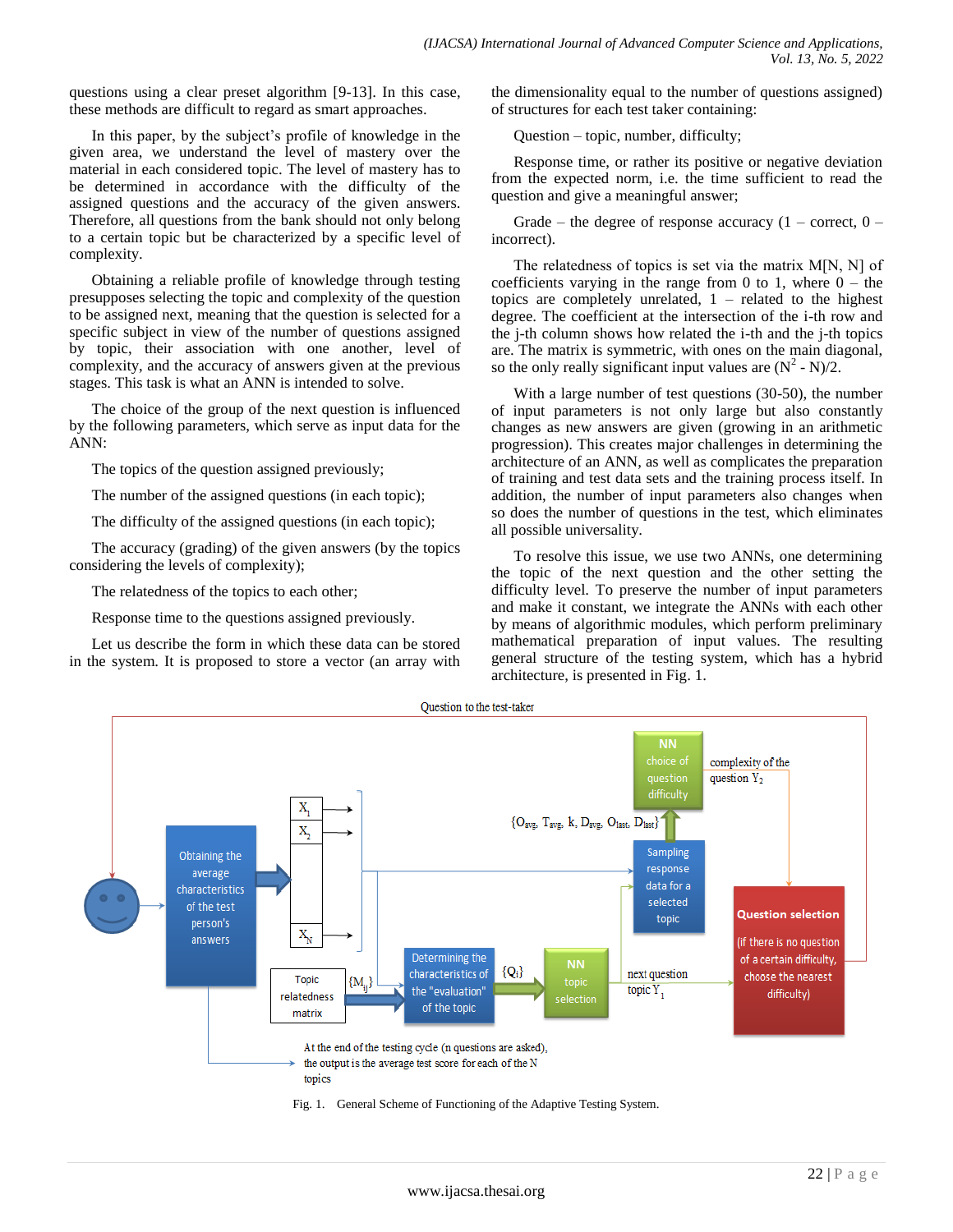questions using a clear preset algorithm [9-13]. In this case, these methods are difficult to regard as smart approaches.

In this paper, by the subject's profile of knowledge in the given area, we understand the level of mastery over the material in each considered topic. The level of mastery has to be determined in accordance with the difficulty of the assigned questions and the accuracy of the given answers. Therefore, all questions from the bank should not only belong to a certain topic but be characterized by a specific level of complexity.

Obtaining a reliable profile of knowledge through testing presupposes selecting the topic and complexity of the question to be assigned next, meaning that the question is selected for a specific subject in view of the number of questions assigned by topic, their association with one another, level of complexity, and the accuracy of answers given at the previous stages. This task is what an ANN is intended to solve.

The choice of the group of the next question is influenced by the following parameters, which serve as input data for the ANN:

The topics of the question assigned previously;

The number of the assigned questions (in each topic);

The difficulty of the assigned questions (in each topic);

The accuracy (grading) of the given answers (by the topics considering the levels of complexity);

The relatedness of the topics to each other;

Response time to the questions assigned previously.

Let us describe the form in which these data can be stored in the system. It is proposed to store a vector (an array with the dimensionality equal to the number of questions assigned) of structures for each test taker containing:

Question – topic, number, difficulty;

Response time, or rather its positive or negative deviation from the expected norm, i.e. the time sufficient to read the question and give a meaningful answer;

Grade – the degree of response accuracy (1 – correct, 0 – incorrect).

The relatedness of topics is set via the matrix M[N, N] of coefficients varying in the range from 0 to 1, where 0 – the topics are completely unrelated, 1 – related to the highest degree. The coefficient at the intersection of the i-th row and the j-th column shows how related the i-th and the j-th topics are. The matrix is symmetric, with ones on the main diagonal, so the only really significant input values are $(N^2 - N)/2$.

With a large number of test questions (30-50), the number of input parameters is not only large but also constantly changes as new answers are given (growing in an arithmetic progression). This creates major challenges in determining the architecture of an ANN, as well as complicates the preparation of training and test data sets and the training process itself. In addition, the number of input parameters also changes when so does the number of questions in the test, which eliminates all possible universality.

To resolve this issue, we use two ANNs, one determining the topic of the next question and the other setting the difficulty level. To preserve the number of input parameters and make it constant, we integrate the ANNs with each other by means of algorithmic modules, which perform preliminary mathematical preparation of input values. The resulting general structure of the testing system, which has a hybrid architecture, is presented in Fig. 1.

Question to the test-taker

NN choice of question difficulty | complexity of the question $Y_2$

$\{O_{avg}, T_{avg}, k, D_{avg}, O_{last}, D_{last}\}$

$X_1$ $X_2$ ... $X_N$

Obtaining the average characteristics of the test person's answers

Sampling response data for a selected topic

Question selection (if there is no question of a certain difficulty, choose the nearest difficulty)

Topic relatedness matrix | $\{M_{ij}\}$ | Determining the characteristics of the "evaluation" of the topic | $\{Q_i\}$ | NN topic selection | next question topic $Y_1$

At the end of the testing cycle (n questions are asked), the output is the average test score for each of the N topics

Fig. 1. General Scheme of Functioning of the Adaptive Testing System.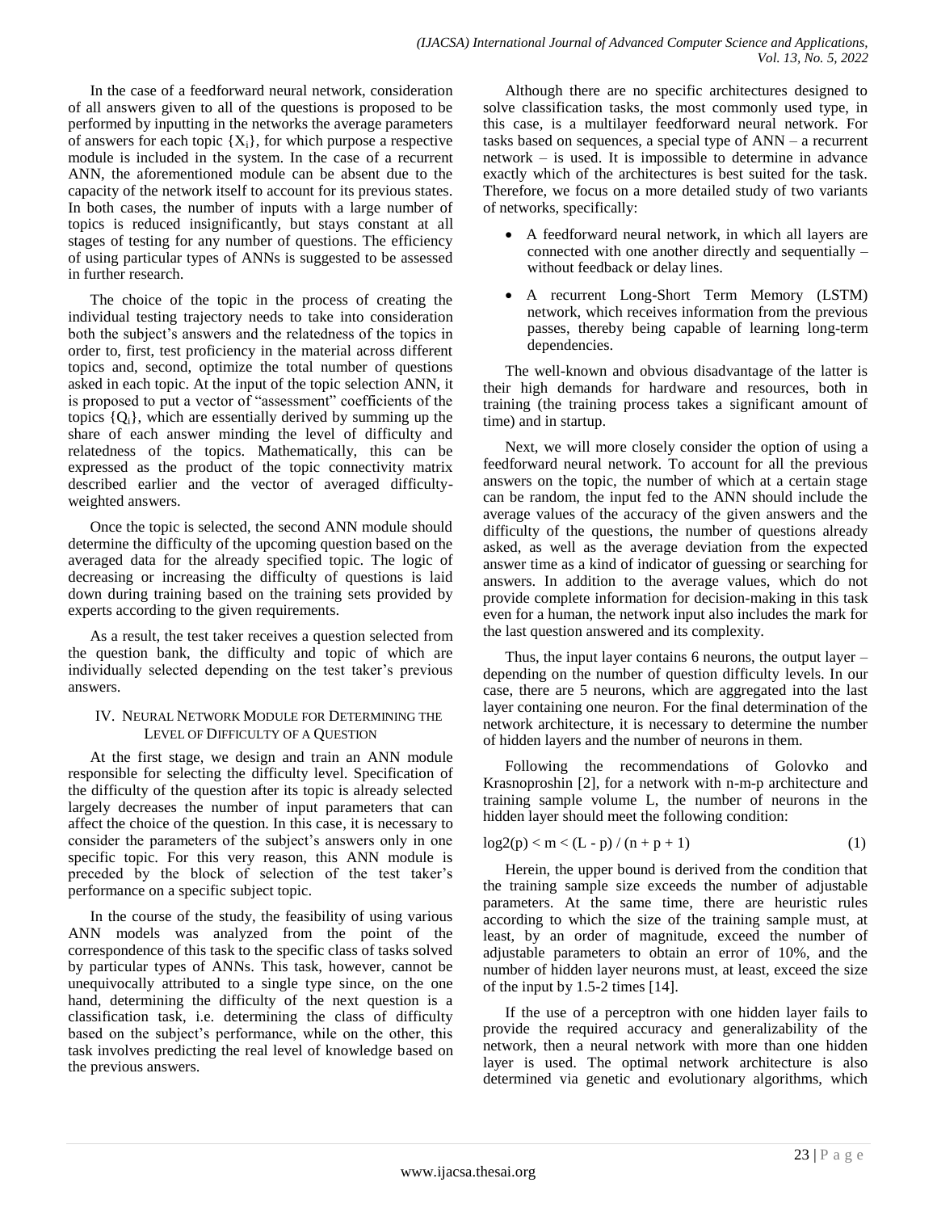In the case of a feedforward neural network, consideration of all answers given to all of the questions is proposed to be performed by inputting in the networks the average parameters of answers for each topic $\{X_i\}$, for which purpose a respective module is included in the system. In the case of a recurrent ANN, the aforementioned module can be absent due to the capacity of the network itself to account for its previous states. In both cases, the number of inputs with a large number of topics is reduced insignificantly, but stays constant at all stages of testing for any number of questions. The efficiency of using particular types of ANNs is suggested to be assessed in further research.

The choice of the topic in the process of creating the individual testing trajectory needs to take into consideration both the subject's answers and the relatedness of the topics in order to, first, test proficiency in the material across different topics and, second, optimize the total number of questions asked in each topic. At the input of the topic selection ANN, it is proposed to put a vector of "assessment" coefficients of the topics $\{Q_i\}$, which are essentially derived by summing up the share of each answer minding the level of difficulty and relatedness of the topics. Mathematically, this can be expressed as the product of the topic connectivity matrix described earlier and the vector of averaged difficulty-weighted answers.

Once the topic is selected, the second ANN module should determine the difficulty of the upcoming question based on the averaged data for the already specified topic. The logic of decreasing or increasing the difficulty of questions is laid down during training based on the training sets provided by experts according to the given requirements.

As a result, the test taker receives a question selected from the question bank, the difficulty and topic of which are individually selected depending on the test taker's previous answers.

## IV. Neural Network Module for Determining the Level of Difficulty of a Question

At the first stage, we design and train an ANN module responsible for selecting the difficulty level. Specification of the difficulty of the question after its topic is already selected largely decreases the number of input parameters that can affect the choice of the question. In this case, it is necessary to consider the parameters of the subject's answers only in one specific topic. For this very reason, this ANN module is preceded by the block of selection of the test taker's performance on a specific subject topic.

In the course of the study, the feasibility of using various ANN models was analyzed from the point of the correspondence of this task to the specific class of tasks solved by particular types of ANNs. This task, however, cannot be unequivocally attributed to a single type since, on the one hand, determining the difficulty of the next question is a classification task, i.e. determining the class of difficulty based on the subject's performance, while on the other, this task involves predicting the real level of knowledge based on the previous answers.

Although there are no specific architectures designed to solve classification tasks, the most commonly used type, in this case, is a multilayer feedforward neural network. For tasks based on sequences, a special type of ANN – a recurrent network – is used. It is impossible to determine in advance exactly which of the architectures is best suited for the task. Therefore, we focus on a more detailed study of two variants of networks, specifically:

- A feedforward neural network, in which all layers are connected with one another directly and sequentially – without feedback or delay lines.
- A recurrent Long-Short Term Memory (LSTM) network, which receives information from the previous passes, thereby being capable of learning long-term dependencies.

The well-known and obvious disadvantage of the latter is their high demands for hardware and resources, both in training (the training process takes a significant amount of time) and in startup.

Next, we will more closely consider the option of using a feedforward neural network. To account for all the previous answers on the topic, the number of which at a certain stage can be random, the input fed to the ANN should include the average values of the accuracy of the given answers and the difficulty of the questions, the number of questions already asked, as well as the average deviation from the expected answer time as a kind of indicator of guessing or searching for answers. In addition to the average values, which do not provide complete information for decision-making in this task even for a human, the network input also includes the mark for the last question answered and its complexity.

Thus, the input layer contains 6 neurons, the output layer – depending on the number of question difficulty levels. In our case, there are 5 neurons, which are aggregated into the last layer containing one neuron. For the final determination of the network architecture, it is necessary to determine the number of hidden layers and the number of neurons in them.

Following the recommendations of Golovko and Krasnoproshin [2], for a network with n-m-p architecture and training sample volume L, the number of neurons in the hidden layer should meet the following condition:

$$\log_2(p) < m < (L - p) / (n + p + 1) \quad (1)$$

Herein, the upper bound is derived from the condition that the training sample size exceeds the number of adjustable parameters. At the same time, there are heuristic rules according to which the size of the training sample must, at least, by an order of magnitude, exceed the number of adjustable parameters to obtain an error of 10%, and the number of hidden layer neurons must, at least, exceed the size of the input by 1.5-2 times [14].

If the use of a perceptron with one hidden layer fails to provide the required accuracy and generalizability of the network, then a neural network with more than one hidden layer is used. The optimal network architecture is also determined via genetic and evolutionary algorithms, which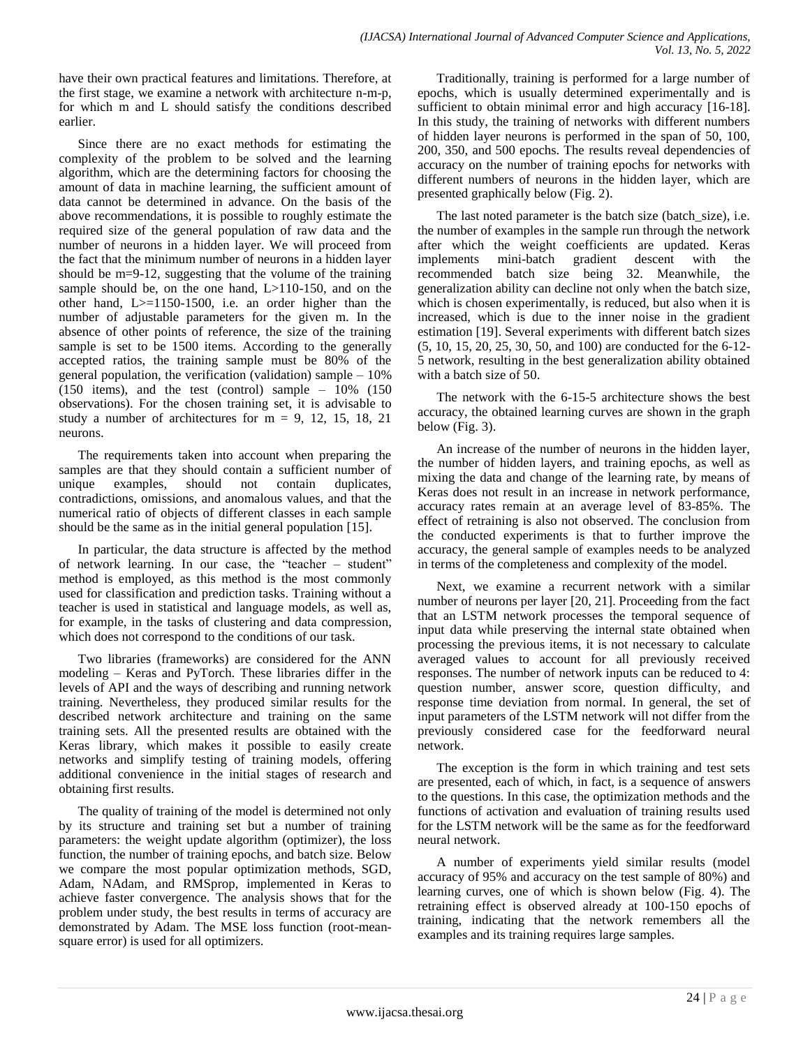have their own practical features and limitations. Therefore, at the first stage, we examine a network with architecture n-m-p, for which m and L should satisfy the conditions described earlier.

Since there are no exact methods for estimating the complexity of the problem to be solved and the learning algorithm, which are the determining factors for choosing the amount of data in machine learning, the sufficient amount of data cannot be determined in advance. On the basis of the above recommendations, it is possible to roughly estimate the required size of the general population of raw data and the number of neurons in a hidden layer. We will proceed from the fact that the minimum number of neurons in a hidden layer should be m=9-12, suggesting that the volume of the training sample should be, on the one hand, L>110-150, and on the other hand, L>=1150-1500, i.e. an order higher than the number of adjustable parameters for the given m. In the absence of other points of reference, the size of the training sample is set to be 1500 items. According to the generally accepted ratios, the training sample must be 80% of the general population, the verification (validation) sample – 10% (150 items), and the test (control) sample – 10% (150 observations). For the chosen training set, it is advisable to study a number of architectures for m = 9, 12, 15, 18, 21 neurons.

The requirements taken into account when preparing the samples are that they should contain a sufficient number of unique examples, should not contain duplicates, contradictions, omissions, and anomalous values, and that the numerical ratio of objects of different classes in each sample should be the same as in the initial general population [15].

In particular, the data structure is affected by the method of network learning. In our case, the "teacher – student" method is employed, as this method is the most commonly used for classification and prediction tasks. Training without a teacher is used in statistical and language models, as well as, for example, in the tasks of clustering and data compression, which does not correspond to the conditions of our task.

Two libraries (frameworks) are considered for the ANN modeling – Keras and PyTorch. These libraries differ in the levels of API and the ways of describing and running network training. Nevertheless, they produced similar results for the described network architecture and training on the same training sets. All the presented results are obtained with the Keras library, which makes it possible to easily create networks and simplify testing of training models, offering additional convenience in the initial stages of research and obtaining first results.

The quality of training of the model is determined not only by its structure and training set but a number of training parameters: the weight update algorithm (optimizer), the loss function, the number of training epochs, and batch size. Below we compare the most popular optimization methods, SGD, Adam, NAdam, and RMSprop, implemented in Keras to achieve faster convergence. The analysis shows that for the problem under study, the best results in terms of accuracy are demonstrated by Adam. The MSE loss function (root-mean-square error) is used for all optimizers.

Traditionally, training is performed for a large number of epochs, which is usually determined experimentally and is sufficient to obtain minimal error and high accuracy [16-18]. In this study, the training of networks with different numbers of hidden layer neurons is performed in the span of 50, 100, 200, 350, and 500 epochs. The results reveal dependencies of accuracy on the number of training epochs for networks with different numbers of neurons in the hidden layer, which are presented graphically below (Fig. 2).

The last noted parameter is the batch size (batch_size), i.e. the number of examples in the sample run through the network after which the weight coefficients are updated. Keras implements mini-batch gradient descent with the recommended batch size being 32. Meanwhile, the generalization ability can decline not only when the batch size, which is chosen experimentally, is reduced, but also when it is increased, which is due to the inner noise in the gradient estimation [19]. Several experiments with different batch sizes (5, 10, 15, 20, 25, 30, 50, and 100) are conducted for the 6-12-5 network, resulting in the best generalization ability obtained with a batch size of 50.

The network with the 6-15-5 architecture shows the best accuracy, the obtained learning curves are shown in the graph below (Fig. 3).

An increase of the number of neurons in the hidden layer, the number of hidden layers, and training epochs, as well as mixing the data and change of the learning rate, by means of Keras does not result in an increase in network performance, accuracy rates remain at an average level of 83-85%. The effect of retraining is also not observed. The conclusion from the conducted experiments is that to further improve the accuracy, the general sample of examples needs to be analyzed in terms of the completeness and complexity of the model.

Next, we examine a recurrent network with a similar number of neurons per layer [20, 21]. Proceeding from the fact that an LSTM network processes the temporal sequence of input data while preserving the internal state obtained when processing the previous items, it is not necessary to calculate averaged values to account for all previously received responses. The number of network inputs can be reduced to 4: question number, answer score, question difficulty, and response time deviation from normal. In general, the set of input parameters of the LSTM network will not differ from the previously considered case for the feedforward neural network.

The exception is the form in which training and test sets are presented, each of which, in fact, is a sequence of answers to the questions. In this case, the optimization methods and the functions of activation and evaluation of training results used for the LSTM network will be the same as for the feedforward neural network.

A number of experiments yield similar results (model accuracy of 95% and accuracy on the test sample of 80%) and learning curves, one of which is shown below (Fig. 4). The retraining effect is observed already at 100-150 epochs of training, indicating that the network remembers all the examples and its training requires large samples.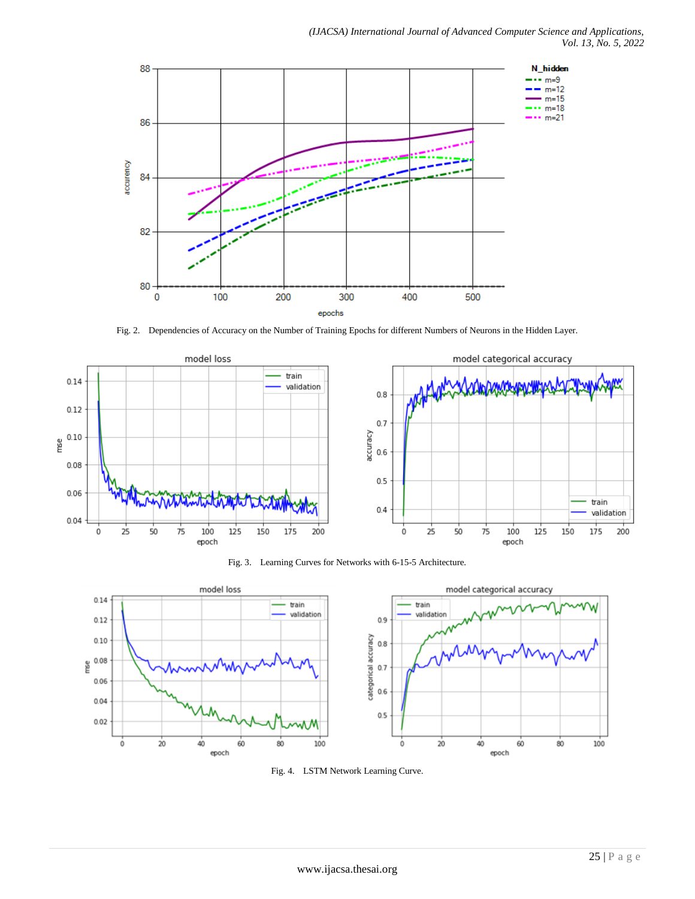Fig. 2. Dependencies of Accuracy on the Number of Training Epochs for different Numbers of Neurons in the Hidden Layer.

Fig. 3. Learning Curves for Networks with 6-15-5 Architecture.

Fig. 4. LSTM Network Learning Curve.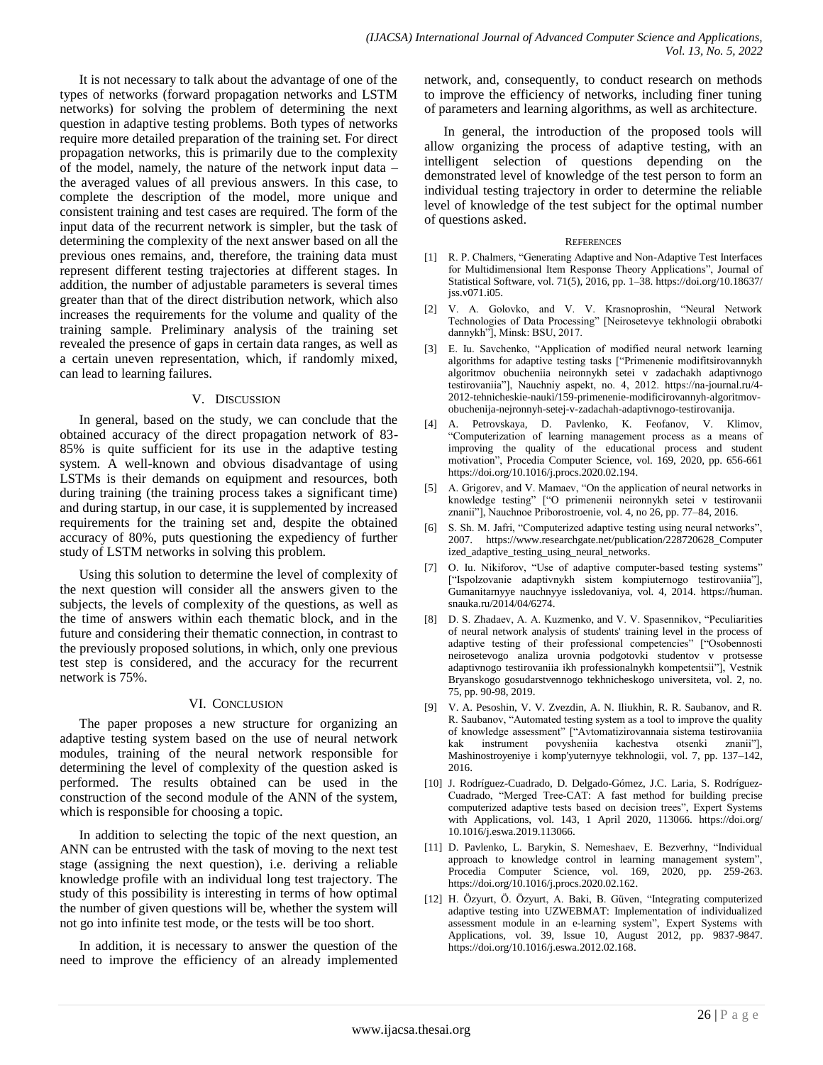It is not necessary to talk about the advantage of one of the types of networks (forward propagation networks and LSTM networks) for solving the problem of determining the next question in adaptive testing problems. Both types of networks require more detailed preparation of the training set. For direct propagation networks, this is primarily due to the complexity of the model, namely, the nature of the network input data – the averaged values of all previous answers. In this case, to complete the description of the model, more unique and consistent training and test cases are required. The form of the input data of the recurrent network is simpler, but the task of determining the complexity of the next answer based on all the previous ones remains, and, therefore, the training data must represent different testing trajectories at different stages. In addition, the number of adjustable parameters is several times greater than that of the direct distribution network, which also increases the requirements for the volume and quality of the training sample. Preliminary analysis of the training set revealed the presence of gaps in certain data ranges, as well as a certain uneven representation, which, if randomly mixed, can lead to learning failures.

## V. Discussion

In general, based on the study, we can conclude that the obtained accuracy of the direct propagation network of 83-85% is quite sufficient for its use in the adaptive testing system. A well-known and obvious disadvantage of using LSTMs is their demands on equipment and resources, both during training (the training process takes a significant time) and during startup, in our case, it is supplemented by increased requirements for the training set and, despite the obtained accuracy of 80%, puts questioning the expediency of further study of LSTM networks in solving this problem.

Using this solution to determine the level of complexity of the next question will consider all the answers given to the subjects, the levels of complexity of the questions, as well as the time of answers within each thematic block, and in the future and considering their thematic connection, in contrast to the previously proposed solutions, in which, only one previous test step is considered, and the accuracy for the recurrent network is 75%.

## VI. Conclusion

The paper proposes a new structure for organizing an adaptive testing system based on the use of neural network modules, training of the neural network responsible for determining the level of complexity of the question asked is performed. The results obtained can be used in the construction of the second module of the ANN of the system, which is responsible for choosing a topic.

In addition to selecting the topic of the next question, an ANN can be entrusted with the task of moving to the next test stage (assigning the next question), i.e. deriving a reliable knowledge profile with an individual long test trajectory. The study of this possibility is interesting in terms of how optimal the number of given questions will be, whether the system will not go into infinite test mode, or the tests will be too short.

In addition, it is necessary to answer the question of the need to improve the efficiency of an already implemented network, and, consequently, to conduct research on methods to improve the efficiency of networks, including finer tuning of parameters and learning algorithms, as well as architecture.

In general, the introduction of the proposed tools will allow organizing the process of adaptive testing, with an intelligent selection of questions depending on the demonstrated level of knowledge of the test person to form an individual testing trajectory in order to determine the reliable level of knowledge of the test subject for the optimal number of questions asked.

## References

[1] R. P. Chalmers, "Generating Adaptive and Non-Adaptive Test Interfaces for Multidimensional Item Response Theory Applications", Journal of Statistical Software, vol. 71(5), 2016, pp. 1–38. https://doi.org/10.18637/jss.v071.i05.

[2] V. A. Golovko, and V. V. Krasnoproshin, "Neural Network Technologies of Data Processing" [Neirosetevye tekhnologii obrabotki dannykh"], Minsk: BSU, 2017.

[3] E. Iu. Savchenko, "Application of modified neural network learning algorithms for adaptive testing tasks ["Primenenie modifitsirovannykh algoritmov obucheniia neironnykh setei v zadachakh adaptivnogo testirovaniia"], Nauchniy aspekt, no. 4, 2012. https://na-journal.ru/4-2012-tehnicheskie-nauki/159-primenenie-modificirovannyh-algoritmov-obuchenija-nejronnyh-setej-v-zadachah-adaptivnogo-testirovanija.

[4] A. Petrovskaya, D. Pavlenko, K. Feofanov, V. Klimov, "Computerization of learning management process as a means of improving the quality of the educational process and student motivation", Procedia Computer Science, vol. 169, 2020, pp. 656-661 https://doi.org/10.1016/j.procs.2020.02.194.

[5] A. Grigorev, and V. Mamaev, "On the application of neural networks in knowledge testing" ["O primenenii neironnykh setei v testirovanii znanii"], Nauchnoe Priborostroenie, vol. 4, no 26, pp. 77–84, 2016.

[6] S. Sh. M. Jafri, "Computerized adaptive testing using neural networks", 2007. https://www.researchgate.net/publication/228720628_Computerized_adaptive_testing_using_neural_networks.

[7] O. Iu. Nikiforov, "Use of adaptive computer-based testing systems" ["Ispolzovanie adaptivnykh sistem kompiuternogo testirovaniia"], Gumanitarnyye nauchnyye issledovaniya, vol. 4, 2014. https://human.snauka.ru/2014/04/6274.

[8] D. S. Zhadaev, A. A. Kuzmenko, and V. V. Spasennikov, "Peculiarities of neural network analysis of students' training level in the process of adaptive testing of their professional competencies" ["Osobennosti neirosetevogo analiza urovnia podgotovki studentov v protsesse adaptivnogo testirovaniia ikh professionalnykh kompetentsii"], Vestnik Bryanskogo gosudarstvennogo tekhnicheskogo universiteta, vol. 2, no. 75, pp. 90-98, 2019.

[9] V. A. Pesoshin, V. V. Zvezdin, A. N. Iliukhin, R. R. Saubanov, and R. R. Saubanov, "Automated testing system as a tool to improve the quality of knowledge assessment" ["Avtomatizirovannaia sistema testirovaniia kak instrument povysheniia kachestva otsenki znanii"], Mashinostroyeniye i komp'yuternyye tekhnologii, vol. 7, pp. 137–142, 2016.

[10] J. Rodríguez-Cuadrado, D. Delgado-Gómez, J.C. Laria, S. Rodríguez-Cuadrado, "Merged Tree-CAT: A fast method for building precise computerized adaptive tests based on decision trees", Expert Systems with Applications, vol. 143, 1 April 2020, 113066. https://doi.org/10.1016/j.eswa.2019.113066.

[11] D. Pavlenko, L. Barykin, S. Nemeshaev, E. Bezverhny, "Individual approach to knowledge control in learning management system", Procedia Computer Science, vol. 169, 2020, pp. 259-263. https://doi.org/10.1016/j.procs.2020.02.162.

[12] H. Özyurt, Ö. Özyurt, A. Baki, B. Güven, "Integrating computerized adaptive testing into UZWEBMAT: Implementation of individualized assessment module in an e-learning system", Expert Systems with Applications, vol. 39, Issue 10, August 2012, pp. 9837-9847. https://doi.org/10.1016/j.eswa.2012.02.168.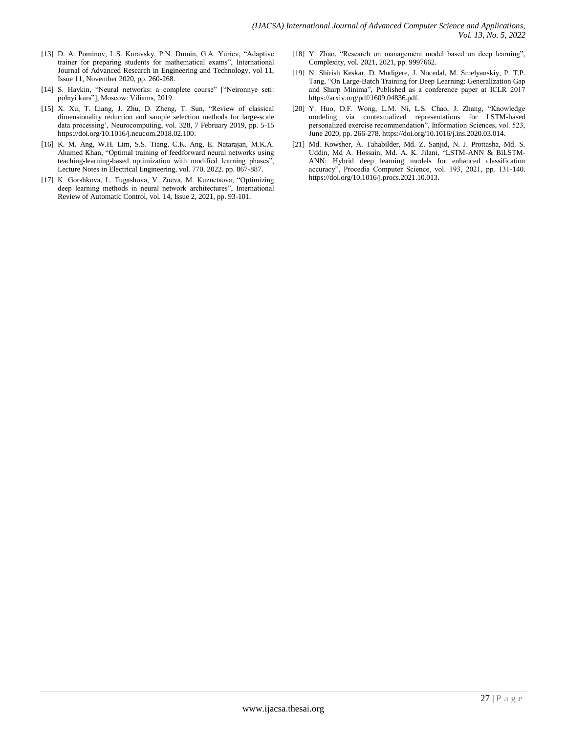[13] D. A. Pominov, L.S. Kuravsky, P.N. Dumin, G.A. Yuriev, "Adaptive trainer for preparing students for mathematical exams", International Journal of Advanced Research in Engineering and Technology, vol 11, Issue 11, November 2020, pp. 260-268.

[14] S. Haykin, "Neural networks: a complete course" ["Neironnye seti: polnyi kurs"], Moscow: Viliams, 2019.

[15] X. Xu, T. Liang, J. Zhu, D. Zheng, T. Sun, "Review of classical dimensionality reduction and sample selection methods for large-scale data processing', Neurocomputing, vol. 328, 7 February 2019, pp. 5-15 https://doi.org/10.1016/j.neucom.2018.02.100.

[16] K. M. Ang, W.H. Lim, S.S. Tiang, C.K. Ang, E. Natarajan, M.K.A. Ahamed Khan, "Optimal training of feedforward neural networks using teaching-learning-based optimization with modified learning phases", Lecture Notes in Electrical Engineering, vol. 770, 2022. pp. 867-887.

[17] K. Gorshkova, L. Tugashova, V. Zueva, M. Kuznetsova, "Optimizing deep learning methods in neural network architectures", International Review of Automatic Control, vol. 14, Issue 2, 2021, pp. 93-101.

[18] Y. Zhao, "Research on management model based on deep learning", Complexity, vol. 2021, 2021, pp. 9997662.

[19] N. Shirish Keskar, D. Mudigere, J. Nocedal, M. Smelyanskiy, P. T.P. Tang, "On Large-Batch Training for Deep Learning: Generalization Gap and Sharp Minima", Published as a conference paper at ICLR 2017 https://arxiv.org/pdf/1609.04836.pdf.

[20] Y. Huo, D.F. Wong, L.M. Ni, L.S. Chao, J. Zhang, "Knowledge modeling via contextualized representations for LSTM-based personalized exercise recommendation", Information Sciences, vol. 523, June 2020, pp. 266-278. https://doi.org/10.1016/j.ins.2020.03.014.

[21] Md. Kowsher, A. Tahabilder, Md. Z. Sanjid, N. J. Prottasha, Md. S. Uddin, Md A. Hossain, Md. A. K. Jilani, "LSTM-ANN & BiLSTM-ANN: Hybrid deep learning models for enhanced classification accuracy", Procedia Computer Science, vol. 193, 2021, pp. 131-140. https://doi.org/10.1016/j.procs.2021.10.013.